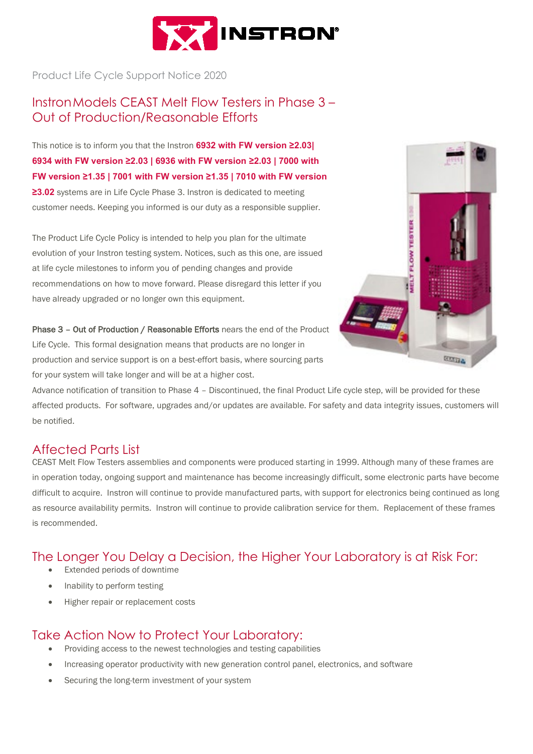Product Life Cycle Support Notice 2020

# Instron Models CEAST Melt Flow Testers in Phase 3 – Out of Production/Reasonable Efforts

This notice is to inform you that the Instron **6932 with FW version ≥2.03| 6934 with FW version ≥2.03 | 6936 with FW version ≥2.03 | 7000 with FW version ≥1.35 | 7001 with FW version ≥1.35 | 7010 with FW version ≥3.02** systems are in Life Cycle Phase 3. Instron is dedicated to meeting customer needs. Keeping you informed is our duty as a responsible supplier.

The Product Life Cycle Policy is intended to help you plan for the ultimate evolution of your Instron testing system. Notices, such as this one, are issued at life cycle milestones to inform you of pending changes and provide recommendations on how to move forward. Please disregard this letter if you have already upgraded or no longer own this equipment.

**Phase 3 – Out of Production / Reasonable Efforts** nears the end of the Product Life Cycle. This formal designation means that products are no longer in production and service support is on a best-effort basis, where sourcing parts for your system will take longer and will be at a higher cost. Advance notification of transition to Phase 4 – Discontinued, the final Product Life cycle step, will be provided for these affected products. For software, upgrades and/or updates are available. For safety and data integrity issues, customers will be notified.

## Affected Parts List

CEAST Melt Flow Testers assemblies and components were produced starting in 1999. Although many of these frames are in operation today, ongoing support and maintenance has become increasingly difficult, some electronic parts have become difficult to acquire. Instron will continue to provide manufactured parts, with support for electronics being continued as long as resource availability permits. Instron will continue to provide calibration service for them. Replacement of these frames is recommended.

## The Longer You Delay a Decision, the Higher Your Laboratory is at Risk For:

- Extended periods of downtime
- Inability to perform testing
- Higher repair or replacement costs

## Take Action Now to Protect Your Laboratory:

- Providing access to the newest technologies and testing capabilities
- Increasing operator productivity with new generation control panel, electronics, and software
- Securing the long-term investment of your system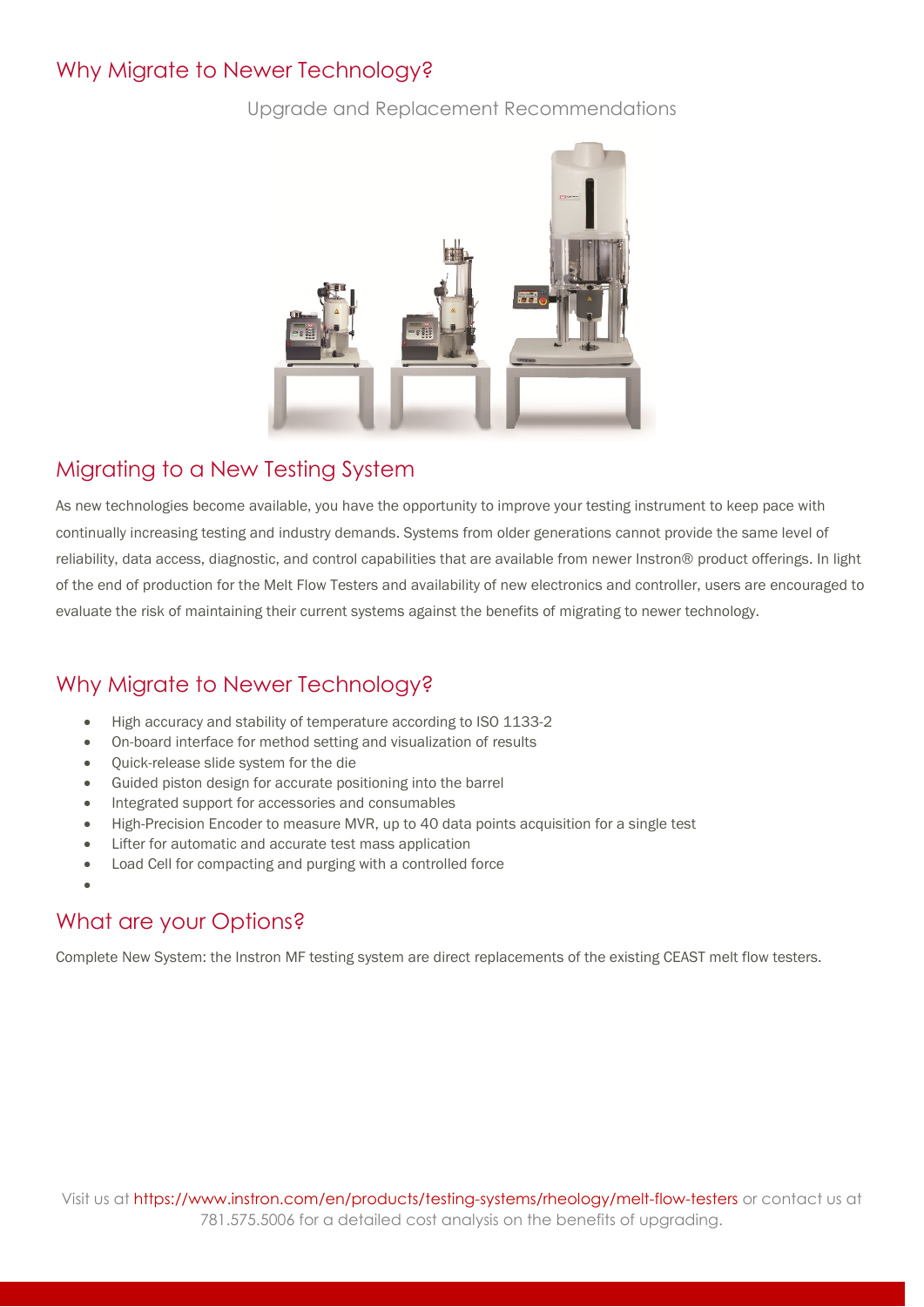## Why Migrate to Newer Technology?

Upgrade and Replacement Recommendations

## Migrating to a New Testing System

As new technologies become available, you have the opportunity to improve your testing instrument to keep pace with continually increasing testing and industry demands. Systems from older generations cannot provide the same level of reliability, data access, diagnostic, and control capabilities that are available from newer Instron® product offerings. In light of the end of production for the Melt Flow Testers and availability of new electronics and controller, users are encouraged to evaluate the risk of maintaining their current systems against the benefits of migrating to newer technology.

## Why Migrate to Newer Technology?

- High accuracy and stability of temperature according to ISO 1133-2
- On-board interface for method setting and visualization of results
- Quick-release slide system for the die
- Guided piston design for accurate positioning into the barrel
- Integrated support for accessories and consumables
- High-Precision Encoder to measure MVR, up to 40 data points acquisition for a single test
- Lifter for automatic and accurate test mass application
- Load Cell for compacting and purging with a controlled force

## What are your Options?

Complete New System: the Instron MF testing system are direct replacements of the existing CEAST melt flow testers.

Visit us at https://www.instron.com/en/products/testing-systems/rheology/melt-flow-testers or contact us at 781.575.5006 for a detailed cost analysis on the benefits of upgrading.